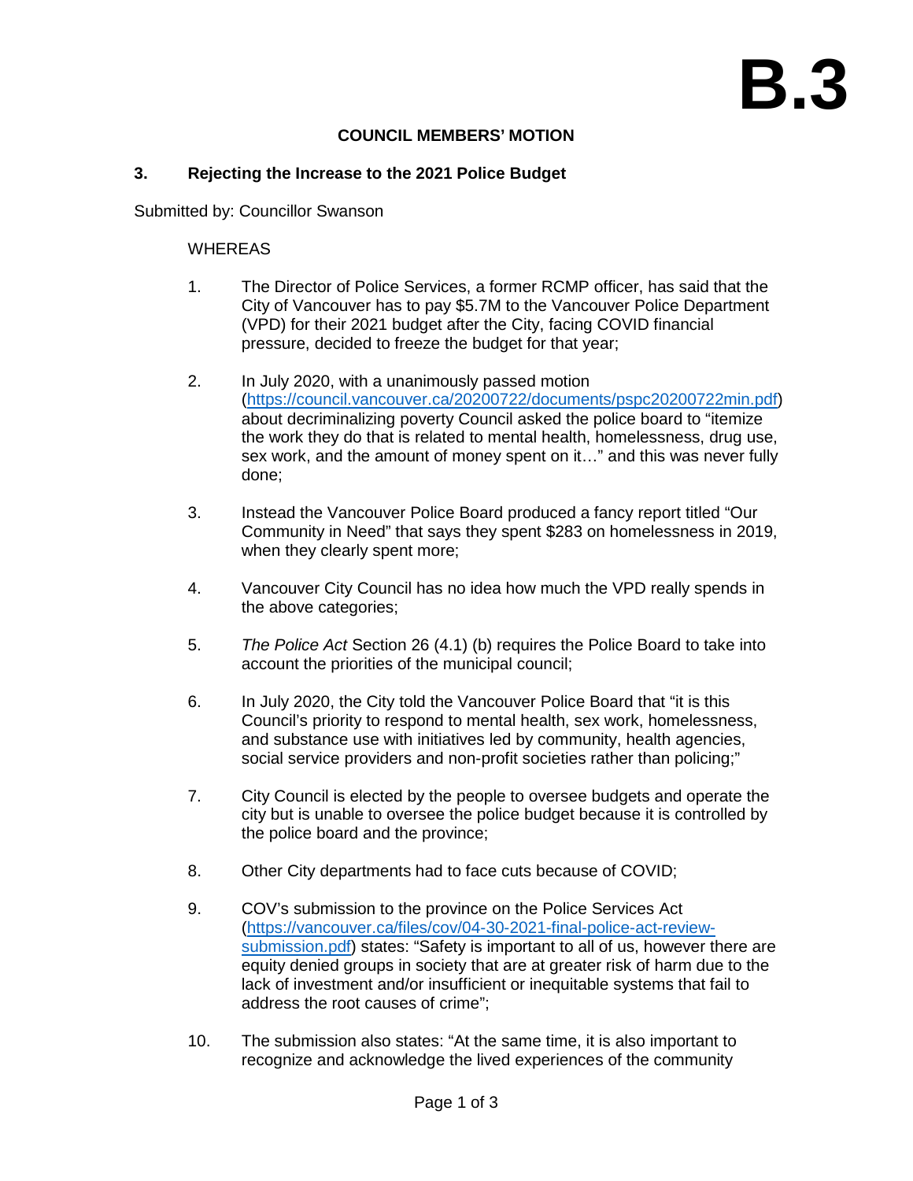# B.3

**COUNCIL MEMBERS' MOTION**

### 3. Rejecting the Increase to the 2021 Police Budget

Submitted by: Councillor Swanson

WHEREAS

1. The Director of Police Services, a former RCMP officer, has said that the City of Vancouver has to pay $5.7M to the Vancouver Police Department (VPD) for their 2021 budget after the City, facing COVID financial pressure, decided to freeze the budget for that year;

2. In July 2020, with a unanimously passed motion (https://council.vancouver.ca/20200722/documents/pspc20200722min.pdf) about decriminalizing poverty Council asked the police board to "itemize the work they do that is related to mental health, homelessness, drug use, sex work, and the amount of money spent on it…" and this was never fully done;

3. Instead the Vancouver Police Board produced a fancy report titled "Our Community in Need" that says they spent $283 on homelessness in 2019, when they clearly spent more;

4. Vancouver City Council has no idea how much the VPD really spends in the above categories;

5. *The Police Act* Section 26 (4.1) (b) requires the Police Board to take into account the priorities of the municipal council;

6. In July 2020, the City told the Vancouver Police Board that "it is this Council's priority to respond to mental health, sex work, homelessness, and substance use with initiatives led by community, health agencies, social service providers and non-profit societies rather than policing;"

7. City Council is elected by the people to oversee budgets and operate the city but is unable to oversee the police budget because it is controlled by the police board and the province;

8. Other City departments had to face cuts because of COVID;

9. COV's submission to the province on the Police Services Act (https://vancouver.ca/files/cov/04-30-2021-final-police-act-review-submission.pdf) states: "Safety is important to all of us, however there are equity denied groups in society that are at greater risk of harm due to the lack of investment and/or insufficient or inequitable systems that fail to address the root causes of crime";

10. The submission also states: "At the same time, it is also important to recognize and acknowledge the lived experiences of the community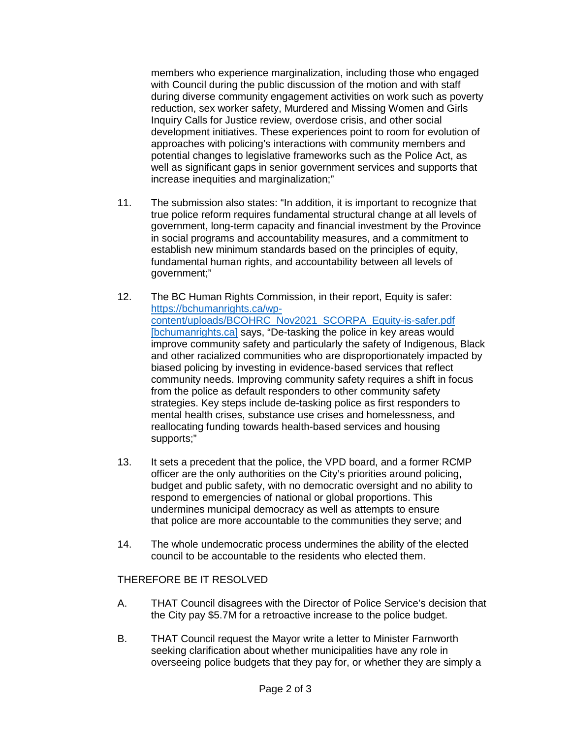members who experience marginalization, including those who engaged with Council during the public discussion of the motion and with staff during diverse community engagement activities on work such as poverty reduction, sex worker safety, Murdered and Missing Women and Girls Inquiry Calls for Justice review, overdose crisis, and other social development initiatives. These experiences point to room for evolution of approaches with policing's interactions with community members and potential changes to legislative frameworks such as the Police Act, as well as significant gaps in senior government services and supports that increase inequities and marginalization;"

11. The submission also states: "In addition, it is important to recognize that true police reform requires fundamental structural change at all levels of government, long-term capacity and financial investment by the Province in social programs and accountability measures, and a commitment to establish new minimum standards based on the principles of equity, fundamental human rights, and accountability between all levels of government;"

12. The BC Human Rights Commission, in their report, Equity is safer: [https://bchumanrights.ca/wp-content/uploads/BCOHRC_Nov2021_SCORPA_Equity-is-safer.pdf [bchumanrights.ca]](https://bchumanrights.ca/wp-content/uploads/BCOHRC_Nov2021_SCORPA_Equity-is-safer.pdf) says, "De-tasking the police in key areas would improve community safety and particularly the safety of Indigenous, Black and other racialized communities who are disproportionately impacted by biased policing by investing in evidence-based services that reflect community needs. Improving community safety requires a shift in focus from the police as default responders to other community safety strategies. Key steps include de-tasking police as first responders to mental health crises, substance use crises and homelessness, and reallocating funding towards health-based services and housing supports;"

13. It sets a precedent that the police, the VPD board, and a former RCMP officer are the only authorities on the City's priorities around policing, budget and public safety, with no democratic oversight and no ability to respond to emergencies of national or global proportions. This undermines municipal democracy as well as attempts to ensure that police are more accountable to the communities they serve; and

14. The whole undemocratic process undermines the ability of the elected council to be accountable to the residents who elected them.

THEREFORE BE IT RESOLVED

A. THAT Council disagrees with the Director of Police Service's decision that the City pay $5.7M for a retroactive increase to the police budget.

B. THAT Council request the Mayor write a letter to Minister Farnworth seeking clarification about whether municipalities have any role in overseeing police budgets that they pay for, or whether they are simply a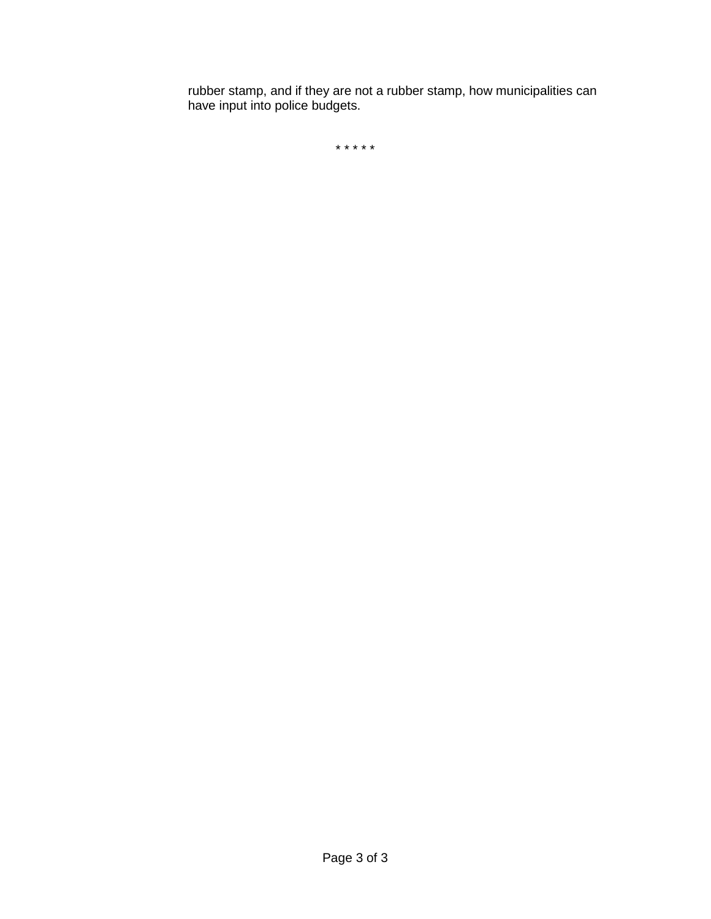rubber stamp, and if they are not a rubber stamp, how municipalities can have input into police budgets.

* * * * *